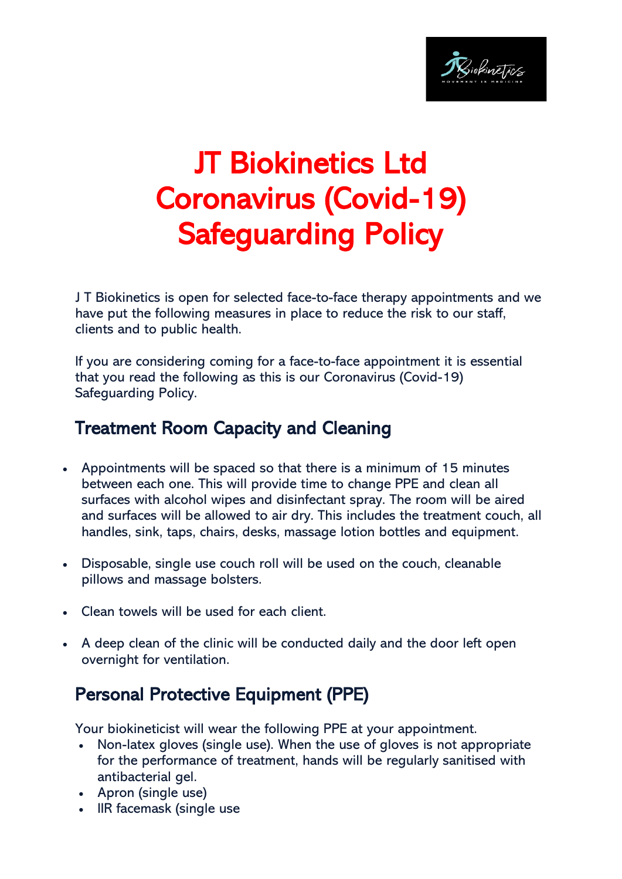# JT Biokinetics Ltd Coronavirus (Covid-19) Safeguarding Policy

J T Biokinetics is open for selected face-to-face therapy appointments and we have put the following measures in place to reduce the risk to our staff, clients and to public health.

If you are considering coming for a face-to-face appointment it is essential that you read the following as this is our Coronavirus (Covid-19) Safeguarding Policy.

## Treatment Room Capacity and Cleaning

- Appointments will be spaced so that there is a minimum of 15 minutes between each one. This will provide time to change PPE and clean all surfaces with alcohol wipes and disinfectant spray. The room will be aired and surfaces will be allowed to air dry. This includes the treatment couch, all handles, sink, taps, chairs, desks, massage lotion bottles and equipment.
- Disposable, single use couch roll will be used on the couch, cleanable pillows and massage bolsters.
- Clean towels will be used for each client.
- A deep clean of the clinic will be conducted daily and the door left open overnight for ventilation.

## Personal Protective Equipment (PPE)

Your biokineticist will wear the following PPE at your appointment.

- Non-latex gloves (single use). When the use of gloves is not appropriate for the performance of treatment, hands will be regularly sanitised with antibacterial gel.
- Apron (single use)
- IIR facemask (single use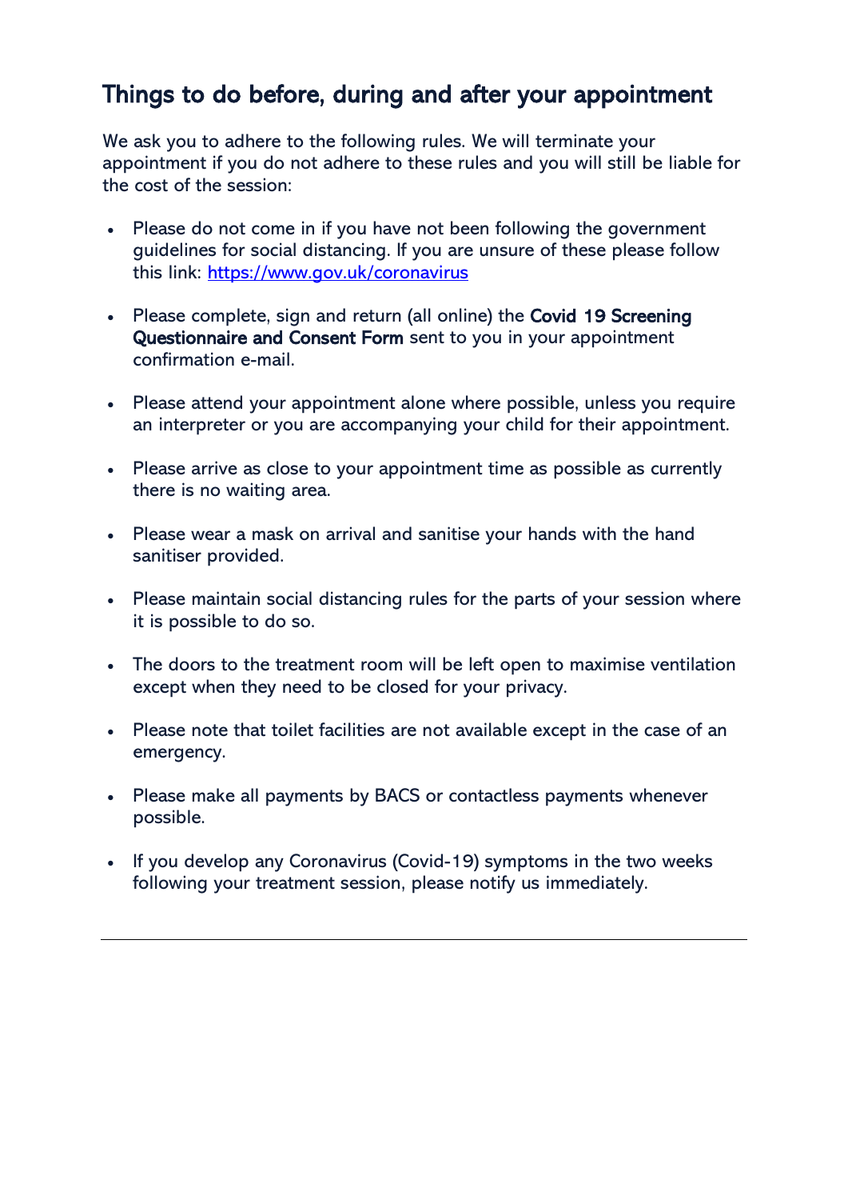## Things to do before, during and after your appointment

We ask you to adhere to the following rules. We will terminate your appointment if you do not adhere to these rules and you will still be liable for the cost of the session:

- Please do not come in if you have not been following the government guidelines for social distancing. If you are unsure of these please follow this link: [https://www.gov.uk/coronavirus](https://www.gov.uk/coronavirus)

- Please complete, sign and return (all online) the **Covid 19 Screening Questionnaire and Consent Form** sent to you in your appointment confirmation e-mail.

- Please attend your appointment alone where possible, unless you require an interpreter or you are accompanying your child for their appointment.

- Please arrive as close to your appointment time as possible as currently there is no waiting area.

- Please wear a mask on arrival and sanitise your hands with the hand sanitiser provided.

- Please maintain social distancing rules for the parts of your session where it is possible to do so.

- The doors to the treatment room will be left open to maximise ventilation except when they need to be closed for your privacy.

- Please note that toilet facilities are not available except in the case of an emergency.

- Please make all payments by BACS or contactless payments whenever possible.

- If you develop any Coronavirus (Covid-19) symptoms in the two weeks following your treatment session, please notify us immediately.

---